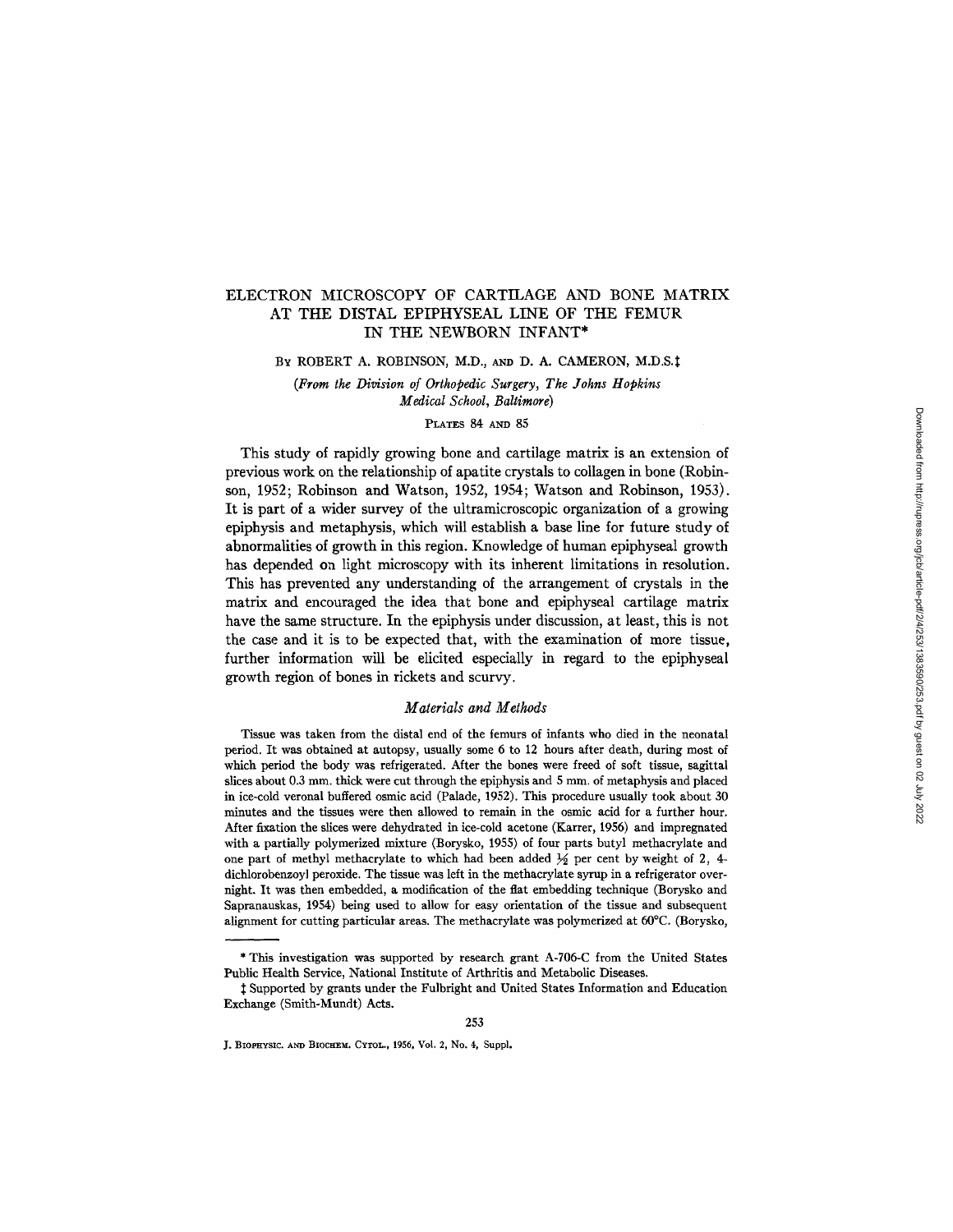# ELECTRON MICROSCOPY OF CARTILAGE AND BONE MATRIX AT THE DISTAL EPIPHYSEAL LINE OF THE FEMUR IN THE NEWBORN INFANT*

BY ROBERT A. ROBINSON, M.D., AND D. A. CAMERON, M.D.S.‡

*(From the Division of Orthopedic Surgery, The Johns Hopkins Medical School, Baltimore)*

PLATES 84 AND 85

This study of rapidly growing bone and cartilage matrix is an extension of previous work on the relationship of apatite crystals to collagen in bone (Robinson, 1952; Robinson and Watson, 1952, 1954; Watson and Robinson, 1953). It is part of a wider survey of the ultramicroscopic organization of a growing epiphysis and metaphysis, which will establish a base line for future study of abnormalities of growth in this region. Knowledge of human epiphyseal growth has depended on light microscopy with its inherent limitations in resolution. This has prevented any understanding of the arrangement of crystals in the matrix and encouraged the idea that bone and epiphyseal cartilage matrix have the same structure. In the epiphysis under discussion, at least, this is not the case and it is to be expected that, with the examination of more tissue, further information will be elicited especially in regard to the epiphyseal growth region of bones in rickets and scurvy.

## *Materials and Methods*

Tissue was taken from the distal end of the femurs of infants who died in the neonatal period. It was obtained at autopsy, usually some 6 to 12 hours after death, during most of which period the body was refrigerated. After the bones were freed of soft tissue, sagittal slices about 0.3 mm. thick were cut through the epiphysis and 5 mm. of metaphysis and placed in ice-cold veronal buffered osmic acid (Palade, 1952). This procedure usually took about 30 minutes and the tissues were then allowed to remain in the osmic acid for a further hour. After fixation the slices were dehydrated in ice-cold acetone (Karrer, 1956) and impregnated with a partially polymerized mixture (Borysko, 1955) of four parts butyl methacrylate and one part of methyl methacrylate to which had been added ½ per cent by weight of 2, 4-dichlorobenzoyl peroxide. The tissue was left in the methacrylate syrup in a refrigerator overnight. It was then embedded, a modification of the flat embedding technique (Borysko and Sapranauskas, 1954) being used to allow for easy orientation of the tissue and subsequent alignment for cutting particular areas. The methacrylate was polymerized at 60°C. (Borysko,

---

* This investigation was supported by research grant A-706-C from the United States Public Health Service, National Institute of Arthritis and Metabolic Diseases.

‡ Supported by grants under the Fulbright and United States Information and Education Exchange (Smith-Mundt) Acts.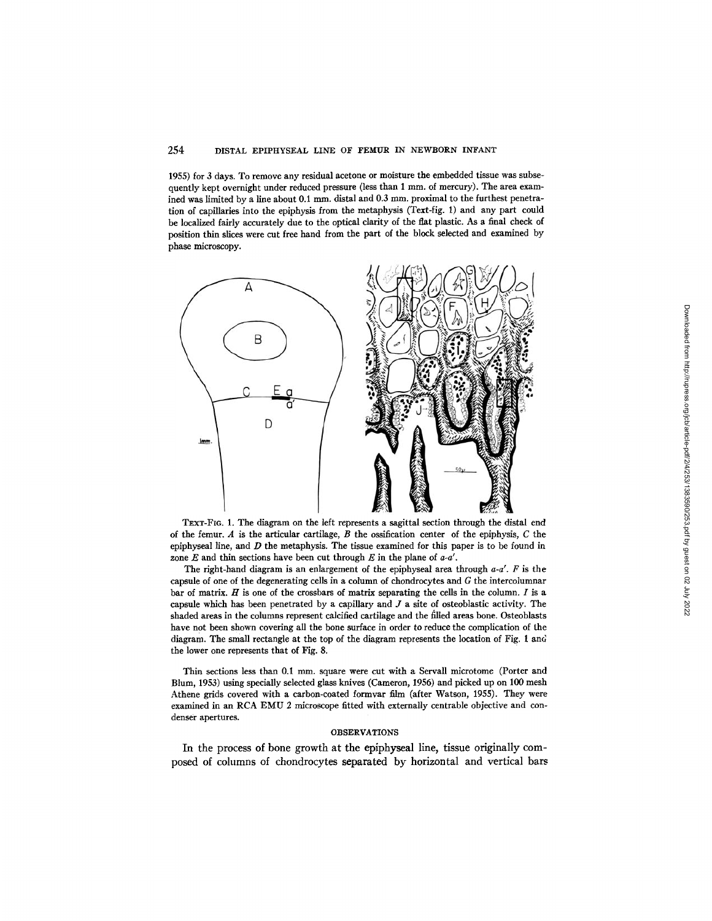1955) for 3 days. To remove any residual acetone or moisture the embedded tissue was subsequently kept overnight under reduced pressure (less than 1 mm. of mercury). The area examined was limited by a line about 0.1 mm. distal and 0.3 mm. proximal to the furthest penetration of capillaries into the epiphysis from the metaphysis (Text-fig. 1) and any part could be localized fairly accurately due to the optical clarity of the flat plastic. As a final check of position thin slices were cut free hand from the part of the block selected and examined by phase microscopy.

TEXT-FIG. 1. The diagram on the left represents a sagittal section through the distal end of the femur. *A* is the articular cartilage, *B* the ossification center of the epiphysis, *C* the epiphyseal line, and *D* the metaphysis. The tissue examined for this paper is to be found in zone *E* and thin sections have been cut through *E* in the plane of *a-a'*.

The right-hand diagram is an enlargement of the epiphyseal area through *a-a'*. *F* is the capsule of one of the degenerating cells in a column of chondrocytes and *G* the intercolumnar bar of matrix. *H* is one of the crossbars of matrix separating the cells in the column. *I* is a capsule which has been penetrated by a capillary and *J* a site of osteoblastic activity. The shaded areas in the columns represent calcified cartilage and the filled areas bone. Osteoblasts have not been shown covering all the bone surface in order to reduce the complication of the diagram. The small rectangle at the top of the diagram represents the location of Fig. 1 and the lower one represents that of Fig. 8.

Thin sections less than 0.1 mm. square were cut with a Servall microtome (Porter and Blum, 1953) using specially selected glass knives (Cameron, 1956) and picked up on 100 mesh Athene grids covered with a carbon-coated formvar film (after Watson, 1955). They were examined in an RCA EMU 2 microscope fitted with externally centrable objective and condenser apertures.

## OBSERVATIONS

In the process of bone growth at the epiphyseal line, tissue originally composed of columns of chondrocytes separated by horizontal and vertical bars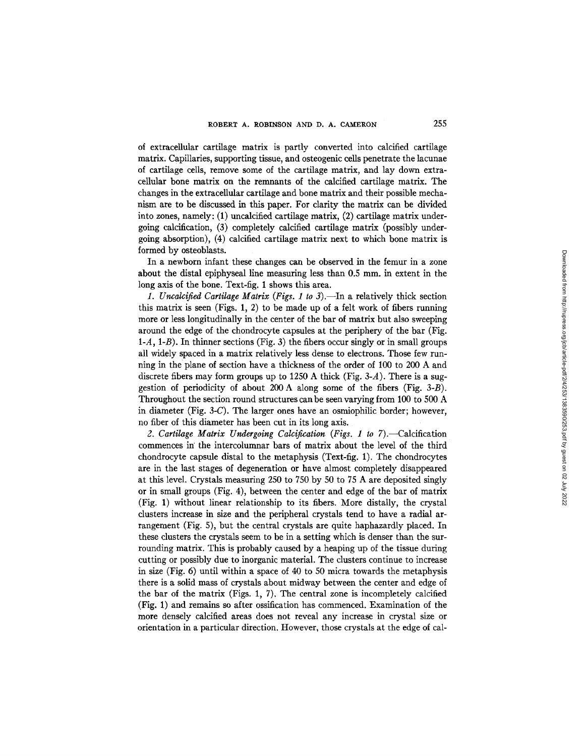of extracellular cartilage matrix is partly converted into calcified cartilage matrix. Capillaries, supporting tissue, and osteogenic cells penetrate the lacunae of cartilage cells, remove some of the cartilage matrix, and lay down extracellular bone matrix on the remnants of the calcified cartilage matrix. The changes in the extracellular cartilage and bone matrix and their possible mechanism are to be discussed in this paper. For clarity the matrix can be divided into zones, namely: (1) uncalcified cartilage matrix, (2) cartilage matrix undergoing calcification, (3) completely calcified cartilage matrix (possibly undergoing absorption), (4) calcified cartilage matrix next to which bone matrix is formed by osteoblasts.

In a newborn infant these changes can be observed in the femur in a zone about the distal epiphyseal line measuring less than 0.5 mm. in extent in the long axis of the bone. Text-fig. 1 shows this area.

*1. Uncalcified Cartilage Matrix (Figs. 1 to 3).*—In a relatively thick section this matrix is seen (Figs. 1, 2) to be made up of a felt work of fibers running more or less longitudinally in the center of the bar of matrix but also sweeping around the edge of the chondrocyte capsules at the periphery of the bar (Fig. 1-*A*, 1-*B*). In thinner sections (Fig. 3) the fibers occur singly or in small groups all widely spaced in a matrix relatively less dense to electrons. Those few running in the plane of section have a thickness of the order of 100 to 200 A and discrete fibers may form groups up to 1250 A thick (Fig. 3-*A*). There is a suggestion of periodicity of about 200 A along some of the fibers (Fig. 3-*B*). Throughout the section round structures can be seen varying from 100 to 500 A in diameter (Fig. 3-*C*). The larger ones have an osmiophilic border; however, no fiber of this diameter has been cut in its long axis.

*2. Cartilage Matrix Undergoing Calcification (Figs. 1 to 7).*—Calcification commences in the intercolumnar bars of matrix about the level of the third chondrocyte capsule distal to the metaphysis (Text-fig. 1). The chondrocytes are in the last stages of degeneration or have almost completely disappeared at this level. Crystals measuring 250 to 750 by 50 to 75 A are deposited singly or in small groups (Fig. 4), between the center and edge of the bar of matrix (Fig. 1) without linear relationship to its fibers. More distally, the crystal clusters increase in size and the peripheral crystals tend to have a radial arrangement (Fig. 5), but the central crystals are quite haphazardly placed. In these clusters the crystals seem to be in a setting which is denser than the surrounding matrix. This is probably caused by a heaping up of the tissue during cutting or possibly due to inorganic material. The clusters continue to increase in size (Fig. 6) until within a space of 40 to 50 micra towards the metaphysis there is a solid mass of crystals about midway between the center and edge of the bar of the matrix (Figs. 1, 7). The central zone is incompletely calcified (Fig. 1) and remains so after ossification has commenced. Examination of the more densely calcified areas does not reveal any increase in crystal size or orientation in a particular direction. However, those crystals at the edge of cal-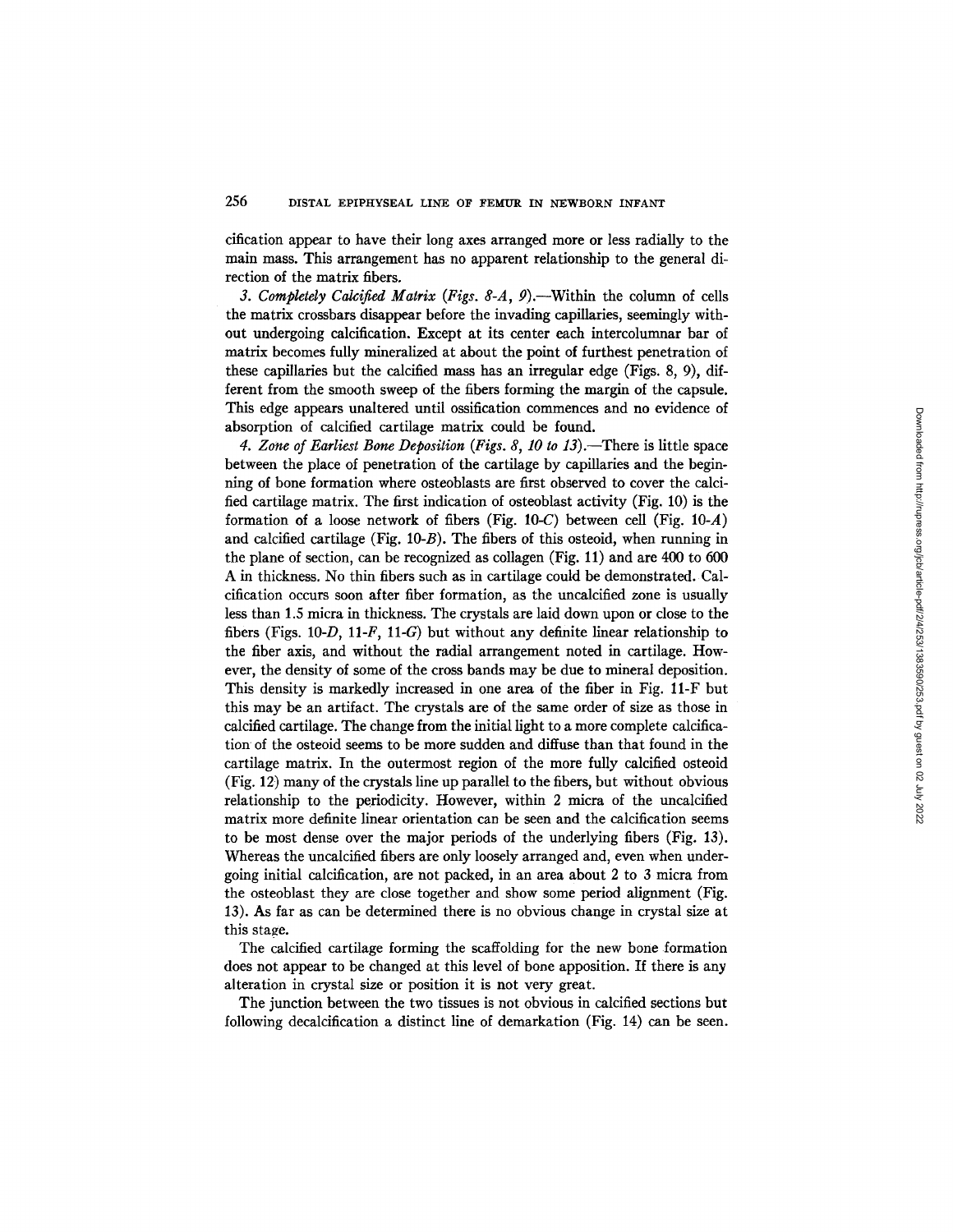cification appear to have their long axes arranged more or less radially to the main mass. This arrangement has no apparent relationship to the general direction of the matrix fibers.

*3. Completely Calcified Matrix* (*Figs. 8-A, 9*).—Within the column of cells the matrix crossbars disappear before the invading capillaries, seemingly without undergoing calcification. Except at its center each intercolumnar bar of matrix becomes fully mineralized at about the point of furthest penetration of these capillaries but the calcified mass has an irregular edge (Figs. 8, 9), different from the smooth sweep of the fibers forming the margin of the capsule. This edge appears unaltered until ossification commences and no evidence of absorption of calcified cartilage matrix could be found.

*4. Zone of Earliest Bone Deposition* (*Figs. 8, 10 to 13*).—There is little space between the place of penetration of the cartilage by capillaries and the beginning of bone formation where osteoblasts are first observed to cover the calcified cartilage matrix. The first indication of osteoblast activity (Fig. 10) is the formation of a loose network of fibers (Fig. 10-*C*) between cell (Fig. 10-*A*) and calcified cartilage (Fig. 10-*B*). The fibers of this osteoid, when running in the plane of section, can be recognized as collagen (Fig. 11) and are 400 to 600 A in thickness. No thin fibers such as in cartilage could be demonstrated. Calcification occurs soon after fiber formation, as the uncalcified zone is usually less than 1.5 micra in thickness. The crystals are laid down upon or close to the fibers (Figs. 10-*D*, 11-*F*, 11-*G*) but without any definite linear relationship to the fiber axis, and without the radial arrangement noted in cartilage. However, the density of some of the cross bands may be due to mineral deposition. This density is markedly increased in one area of the fiber in Fig. 11-F but this may be an artifact. The crystals are of the same order of size as those in calcified cartilage. The change from the initial light to a more complete calcification of the osteoid seems to be more sudden and diffuse than that found in the cartilage matrix. In the outermost region of the more fully calcified osteoid (Fig. 12) many of the crystals line up parallel to the fibers, but without obvious relationship to the periodicity. However, within 2 micra of the uncalcified matrix more definite linear orientation can be seen and the calcification seems to be most dense over the major periods of the underlying fibers (Fig. 13). Whereas the uncalcified fibers are only loosely arranged and, even when undergoing initial calcification, are not packed, in an area about 2 to 3 micra from the osteoblast they are close together and show some period alignment (Fig. 13). As far as can be determined there is no obvious change in crystal size at this stage.

The calcified cartilage forming the scaffolding for the new bone formation does not appear to be changed at this level of bone apposition. If there is any alteration in crystal size or position it is not very great.

The junction between the two tissues is not obvious in calcified sections but following decalcification a distinct line of demarkation (Fig. 14) can be seen.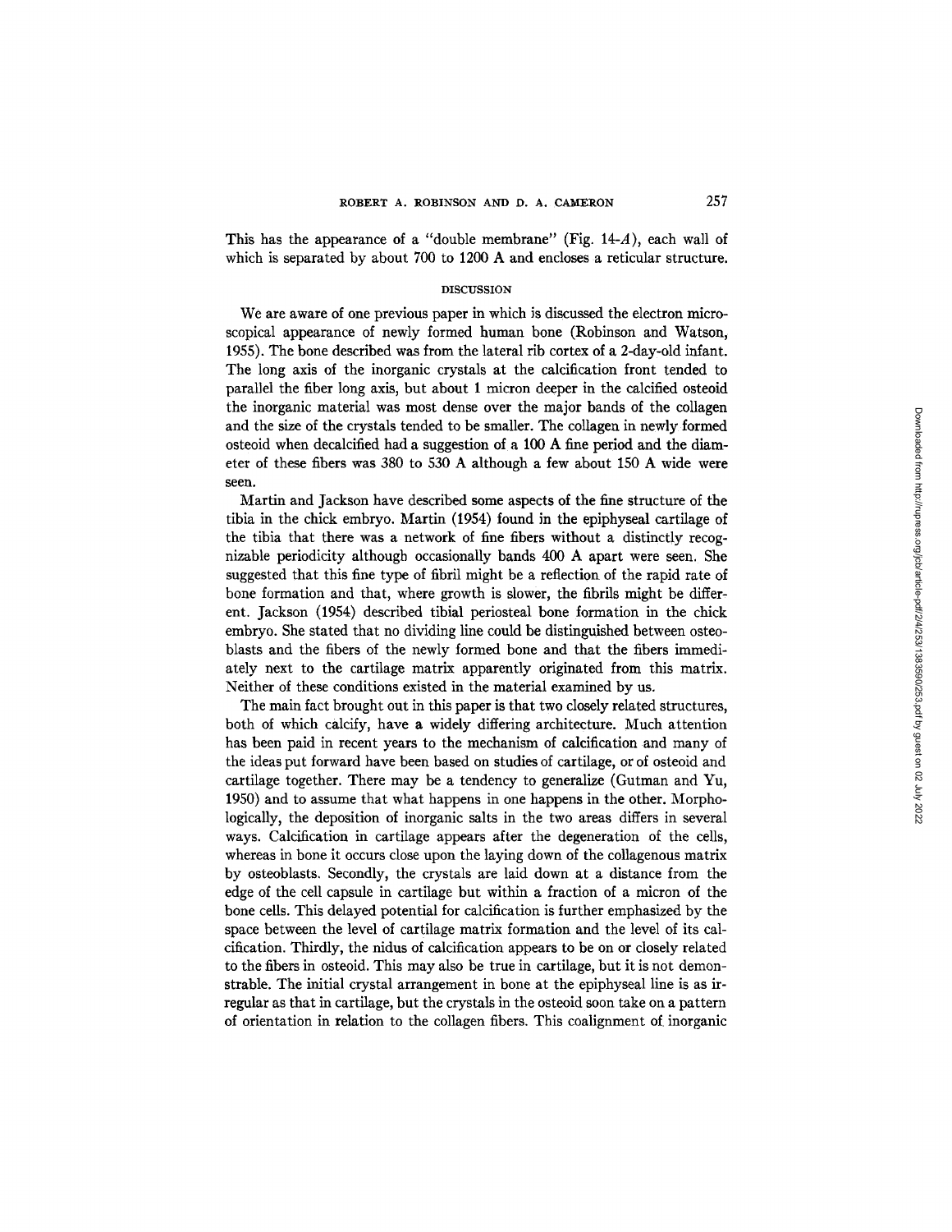This has the appearance of a "double membrane" (Fig. 14-*A*), each wall of which is separated by about 700 to 1200 A and encloses a reticular structure.

## DISCUSSION

We are aware of one previous paper in which is discussed the electron microscopical appearance of newly formed human bone (Robinson and Watson, 1955). The bone described was from the lateral rib cortex of a 2-day-old infant. The long axis of the inorganic crystals at the calcification front tended to parallel the fiber long axis, but about 1 micron deeper in the calcified osteoid the inorganic material was most dense over the major bands of the collagen and the size of the crystals tended to be smaller. The collagen in newly formed osteoid when decalcified had a suggestion of a 100 A fine period and the diameter of these fibers was 380 to 530 A although a few about 150 A wide were seen.

Martin and Jackson have described some aspects of the fine structure of the tibia in the chick embryo. Martin (1954) found in the epiphyseal cartilage of the tibia that there was a network of fine fibers without a distinctly recognizable periodicity although occasionally bands 400 A apart were seen. She suggested that this fine type of fibril might be a reflection of the rapid rate of bone formation and that, where growth is slower, the fibrils might be different. Jackson (1954) described tibial periosteal bone formation in the chick embryo. She stated that no dividing line could be distinguished between osteoblasts and the fibers of the newly formed bone and that the fibers immediately next to the cartilage matrix apparently originated from this matrix. Neither of these conditions existed in the material examined by us.

The main fact brought out in this paper is that two closely related structures, both of which calcify, have a widely differing architecture. Much attention has been paid in recent years to the mechanism of calcification and many of the ideas put forward have been based on studies of cartilage, or of osteoid and cartilage together. There may be a tendency to generalize (Gutman and Yu, 1950) and to assume that what happens in one happens in the other. Morphologically, the deposition of inorganic salts in the two areas differs in several ways. Calcification in cartilage appears after the degeneration of the cells, whereas in bone it occurs close upon the laying down of the collagenous matrix by osteoblasts. Secondly, the crystals are laid down at a distance from the edge of the cell capsule in cartilage but within a fraction of a micron of the bone cells. This delayed potential for calcification is further emphasized by the space between the level of cartilage matrix formation and the level of its calcification. Thirdly, the nidus of calcification appears to be on or closely related to the fibers in osteoid. This may also be true in cartilage, but it is not demonstrable. The initial crystal arrangement in bone at the epiphyseal line is as irregular as that in cartilage, but the crystals in the osteoid soon take on a pattern of orientation in relation to the collagen fibers. This coalignment of inorganic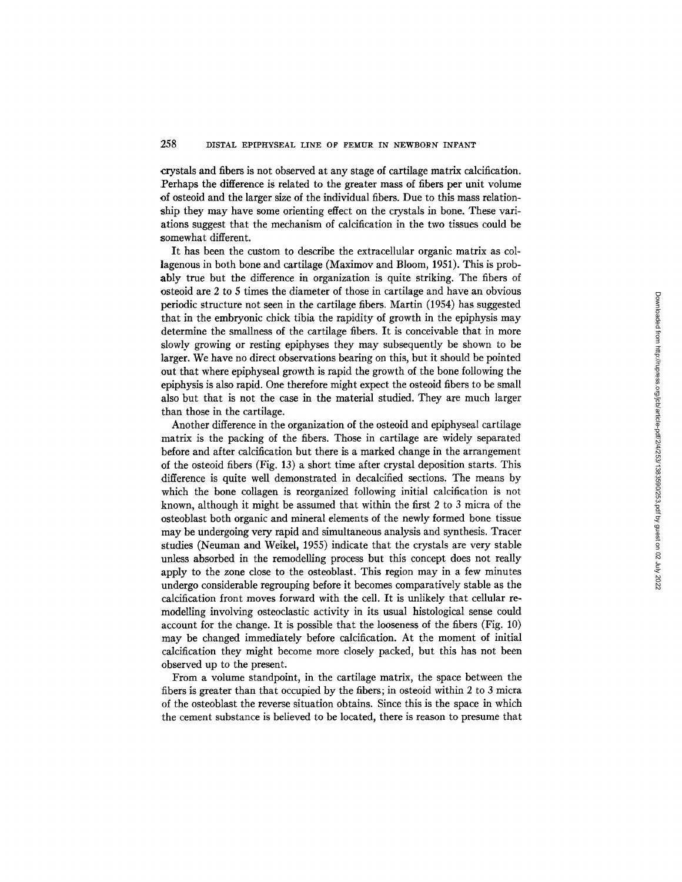crystals and fibers is not observed at any stage of cartilage matrix calcification. Perhaps the difference is related to the greater mass of fibers per unit volume of osteoid and the larger size of the individual fibers. Due to this mass relationship they may have some orienting effect on the crystals in bone. These variations suggest that the mechanism of calcification in the two tissues could be somewhat different.

It has been the custom to describe the extracellular organic matrix as collagenous in both bone and cartilage (Maximov and Bloom, 1951). This is probably true but the difference in organization is quite striking. The fibers of osteoid are 2 to 5 times the diameter of those in cartilage and have an obvious periodic structure not seen in the cartilage fibers. Martin (1954) has suggested that in the embryonic chick tibia the rapidity of growth in the epiphysis may determine the smallness of the cartilage fibers. It is conceivable that in more slowly growing or resting epiphyses they may subsequently be shown to be larger. We have no direct observations bearing on this, but it should be pointed out that where epiphyseal growth is rapid the growth of the bone following the epiphysis is also rapid. One therefore might expect the osteoid fibers to be small also but that is not the case in the material studied. They are much larger than those in the cartilage.

Another difference in the organization of the osteoid and epiphyseal cartilage matrix is the packing of the fibers. Those in cartilage are widely separated before and after calcification but there is a marked change in the arrangement of the osteoid fibers (Fig. 13) a short time after crystal deposition starts. This difference is quite well demonstrated in decalcified sections. The means by which the bone collagen is reorganized following initial calcification is not known, although it might be assumed that within the first 2 to 3 micra of the osteoblast both organic and mineral elements of the newly formed bone tissue may be undergoing very rapid and simultaneous analysis and synthesis. Tracer studies (Neuman and Weikel, 1955) indicate that the crystals are very stable unless absorbed in the remodelling process but this concept does not really apply to the zone close to the osteoblast. This region may in a few minutes undergo considerable regrouping before it becomes comparatively stable as the calcification front moves forward with the cell. It is unlikely that cellular remodelling involving osteoclastic activity in its usual histological sense could account for the change. It is possible that the looseness of the fibers (Fig. 10) may be changed immediately before calcification. At the moment of initial calcification they might become more closely packed, but this has not been observed up to the present.

From a volume standpoint, in the cartilage matrix, the space between the fibers is greater than that occupied by the fibers; in osteoid within 2 to 3 micra of the osteoblast the reverse situation obtains. Since this is the space in which the cement substance is believed to be located, there is reason to presume that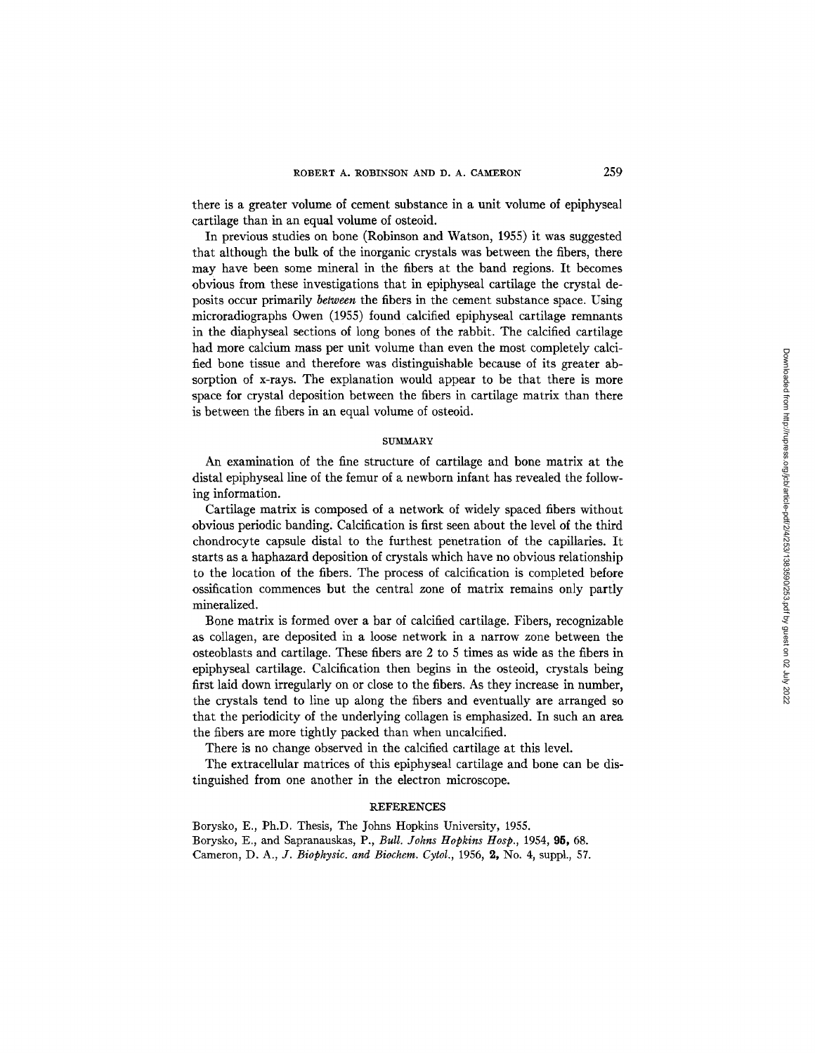there is a greater volume of cement substance in a unit volume of epiphyseal cartilage than in an equal volume of osteoid.

In previous studies on bone (Robinson and Watson, 1955) it was suggested that although the bulk of the inorganic crystals was between the fibers, there may have been some mineral in the fibers at the band regions. It becomes obvious from these investigations that in epiphyseal cartilage the crystal deposits occur primarily *between* the fibers in the cement substance space. Using microradiographs Owen (1955) found calcified epiphyseal cartilage remnants in the diaphyseal sections of long bones of the rabbit. The calcified cartilage had more calcium mass per unit volume than even the most completely calcified bone tissue and therefore was distinguishable because of its greater absorption of x-rays. The explanation would appear to be that there is more space for crystal deposition between the fibers in cartilage matrix than there is between the fibers in an equal volume of osteoid.

## SUMMARY

An examination of the fine structure of cartilage and bone matrix at the distal epiphyseal line of the femur of a newborn infant has revealed the following information.

Cartilage matrix is composed of a network of widely spaced fibers without obvious periodic banding. Calcification is first seen about the level of the third chondrocyte capsule distal to the furthest penetration of the capillaries. It starts as a haphazard deposition of crystals which have no obvious relationship to the location of the fibers. The process of calcification is completed before ossification commences but the central zone of matrix remains only partly mineralized.

Bone matrix is formed over a bar of calcified cartilage. Fibers, recognizable as collagen, are deposited in a loose network in a narrow zone between the osteoblasts and cartilage. These fibers are 2 to 5 times as wide as the fibers in epiphyseal cartilage. Calcification then begins in the osteoid, crystals being first laid down irregularly on or close to the fibers. As they increase in number, the crystals tend to line up along the fibers and eventually are arranged so that the periodicity of the underlying collagen is emphasized. In such an area the fibers are more tightly packed than when uncalcified.

There is no change observed in the calcified cartilage at this level.

The extracellular matrices of this epiphyseal cartilage and bone can be distinguished from one another in the electron microscope.

## REFERENCES

Borysko, E., Ph.D. Thesis, The Johns Hopkins University, 1955.

Borysko, E., and Sapranauskas, P., *Bull. Johns Hopkins Hosp.*, 1954, **95**, 68.

Cameron, D. A., *J. Biophysic. and Biochem. Cytol.*, 1956, **2**, No. 4, suppl., 57.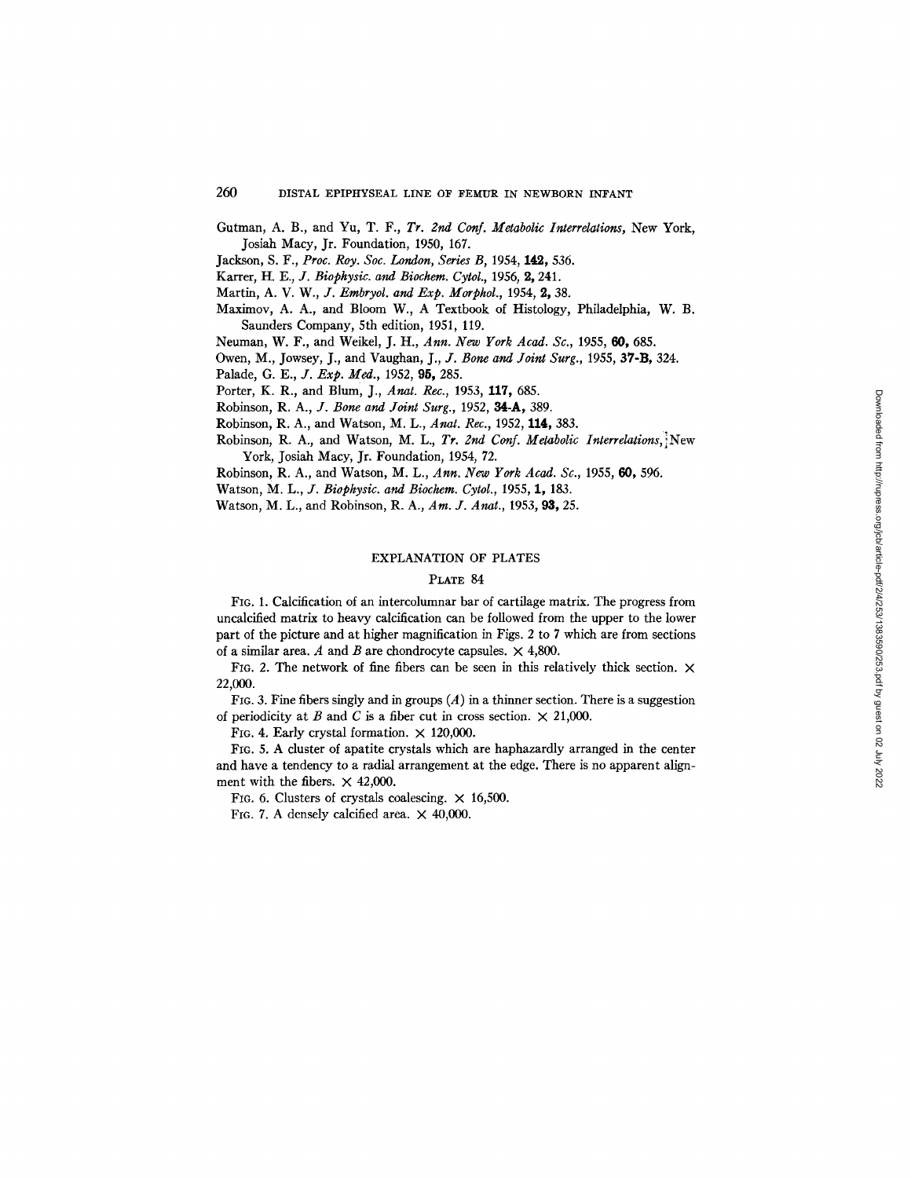Gutman, A. B., and Yu, T. F., *Tr. 2nd Conf. Metabolic Interrelations*, New York, Josiah Macy, Jr. Foundation, 1950, 167.

Jackson, S. F., *Proc. Roy. Soc. London, Series B*, 1954, **142,** 536.

Karrer, H. E., *J. Biophysic. and Biochem. Cytol.*, 1956, **2,** 241.

Martin, A. V. W., *J. Embryol. and Exp. Morphol.*, 1954, **2,** 38.

Maximov, A. A., and Bloom W., A Textbook of Histology, Philadelphia, W. B. Saunders Company, 5th edition, 1951, 119.

Neuman, W. F., and Weikel, J. H., *Ann. New York Acad. Sc.*, 1955, **60,** 685.

Owen, M., Jowsey, J., and Vaughan, J., *J. Bone and Joint Surg.*, 1955, **37-B,** 324.

Palade, G. E., *J. Exp. Med.*, 1952, **95,** 285.

Porter, K. R., and Blum, J., *Anat. Rec.*, 1953, **117,** 685.

Robinson, R. A., *J. Bone and Joint Surg.*, 1952, **34-A,** 389.

Robinson, R. A., and Watson, M. L., *Anat. Rec.*, 1952, **114,** 383.

Robinson, R. A., and Watson, M. L., *Tr. 2nd Conf. Metabolic Interrelations*, New York, Josiah Macy, Jr. Foundation, 1954, 72.

Robinson, R. A., and Watson, M. L., *Ann. New York Acad. Sc.*, 1955, **60,** 596.

Watson, M. L., *J. Biophysic. and Biochem. Cytol.*, 1955, **1,** 183.

Watson, M. L., and Robinson, R. A., *Am. J. Anat.*, 1953, **93,** 25.

## EXPLANATION OF PLATES

### PLATE 84

FIG. 1. Calcification of an intercolumnar bar of cartilage matrix. The progress from uncalcified matrix to heavy calcification can be followed from the upper to the lower part of the picture and at higher magnification in Figs. 2 to 7 which are from sections of a similar area. *A* and *B* are chondrocyte capsules. $\times$ 4,800.

FIG. 2. The network of fine fibers can be seen in this relatively thick section. $\times$ 22,000.

FIG. 3. Fine fibers singly and in groups (*A*) in a thinner section. There is a suggestion of periodicity at *B* and *C* is a fiber cut in cross section. $\times$ 21,000.

FIG. 4. Early crystal formation. $\times$ 120,000.

FIG. 5. A cluster of apatite crystals which are haphazardly arranged in the center and have a tendency to a radial arrangement at the edge. There is no apparent alignment with the fibers. $\times$ 42,000.

FIG. 6. Clusters of crystals coalescing. $\times$ 16,500.

FIG. 7. A densely calcified area. $\times$ 40,000.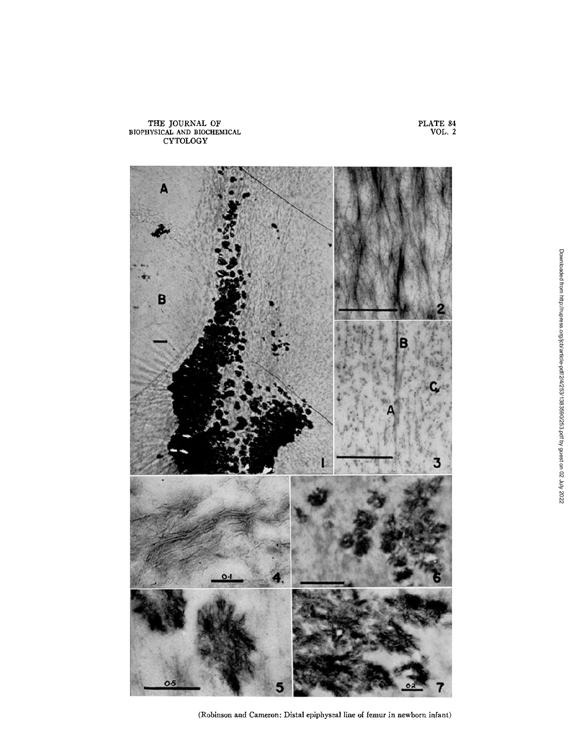(Robinson and Cameron: Distal epiphyseal line of femur in newborn infant)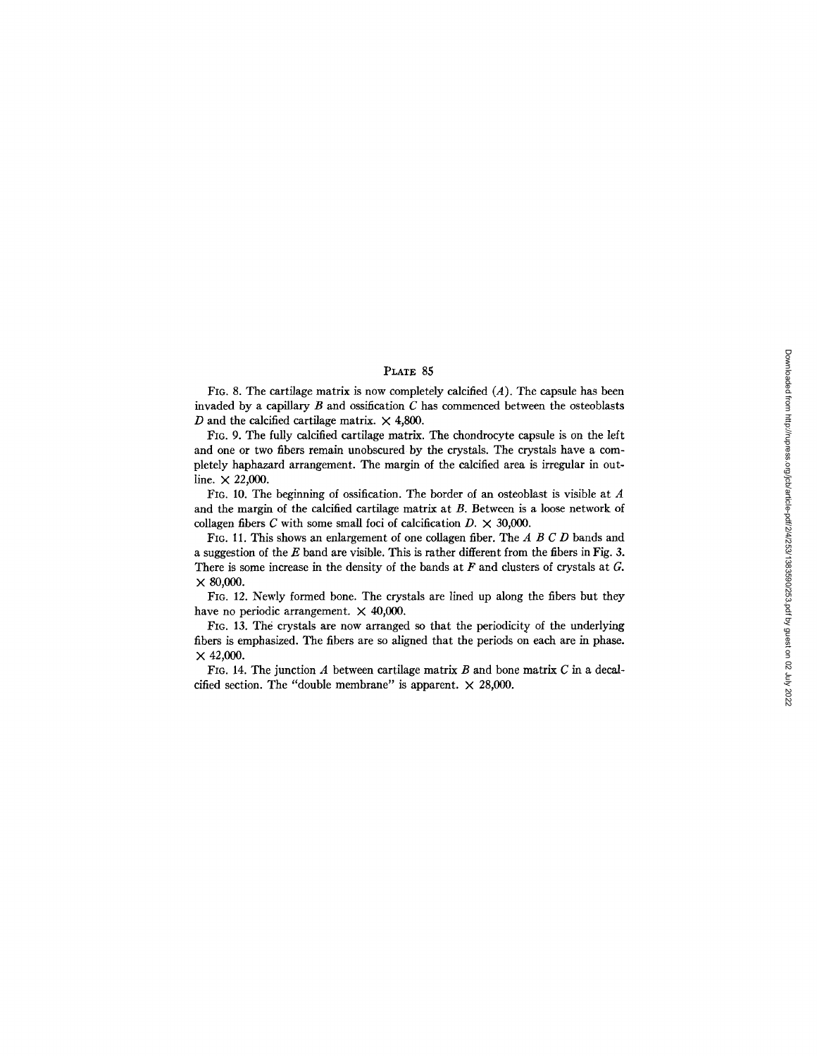## Plate 85

Fig. 8. The cartilage matrix is now completely calcified (*A*). The capsule has been invaded by a capillary *B* and ossification *C* has commenced between the osteoblasts *D* and the calcified cartilage matrix. × 4,800.

Fig. 9. The fully calcified cartilage matrix. The chondrocyte capsule is on the left and one or two fibers remain unobscured by the crystals. The crystals have a completely haphazard arrangement. The margin of the calcified area is irregular in outline. × 22,000.

Fig. 10. The beginning of ossification. The border of an osteoblast is visible at *A* and the margin of the calcified cartilage matrix at *B*. Between is a loose network of collagen fibers *C* with some small foci of calcification *D*. × 30,000.

Fig. 11. This shows an enlargement of one collagen fiber. The *A B C D* bands and a suggestion of the *E* band are visible. This is rather different from the fibers in Fig. 3. There is some increase in the density of the bands at *F* and clusters of crystals at *G*. × 80,000.

Fig. 12. Newly formed bone. The crystals are lined up along the fibers but they have no periodic arrangement. × 40,000.

Fig. 13. The crystals are now arranged so that the periodicity of the underlying fibers is emphasized. The fibers are so aligned that the periods on each are in phase. × 42,000.

Fig. 14. The junction *A* between cartilage matrix *B* and bone matrix *C* in a decalcified section. The "double membrane" is apparent. × 28,000.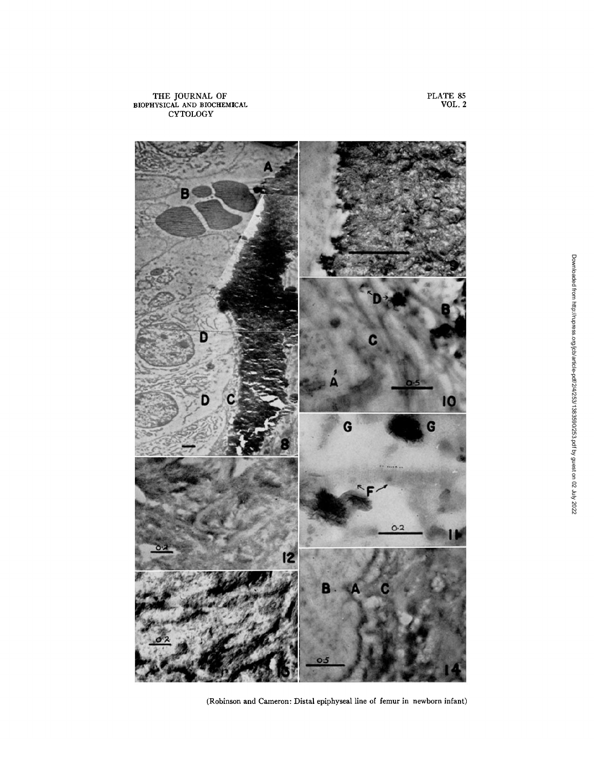THE JOURNAL OF BIOPHYSICAL AND BIOCHEMICAL CYTOLOGY

PLATE 85
VOL. 2

(Robinson and Cameron: Distal epiphyseal line of femur in newborn infant)